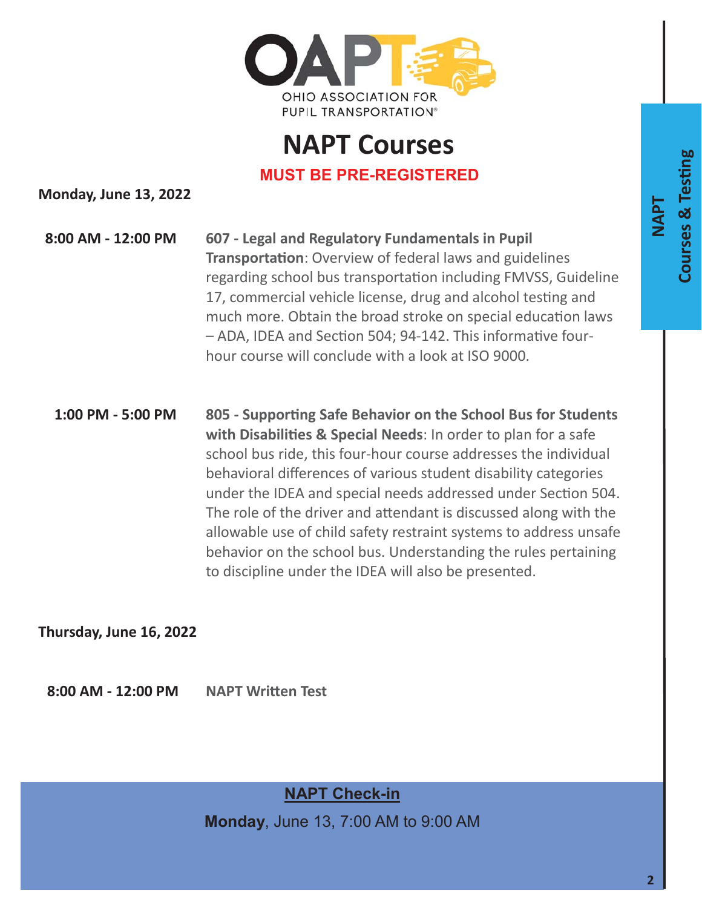OHIO ASSOCIATION FOR PUPIL TRANSPORTATION®

# NAPT Courses

**MUST BE PRE-REGISTERED**

**Monday, June 13, 2022**

**8:00 AM - 12:00 PM** — **607 - Legal and Regulatory Fundamentals in Pupil Transportation**: Overview of federal laws and guidelines regarding school bus transportation including FMVSS, Guideline 17, commercial vehicle license, drug and alcohol testing and much more. Obtain the broad stroke on special education laws – ADA, IDEA and Section 504; 94-142. This informative four-hour course will conclude with a look at ISO 9000.

**1:00 PM - 5:00 PM** — **805 - Supporting Safe Behavior on the School Bus for Students with Disabilities & Special Needs**: In order to plan for a safe school bus ride, this four-hour course addresses the individual behavioral differences of various student disability categories under the IDEA and special needs addressed under Section 504. The role of the driver and attendant is discussed along with the allowable use of child safety restraint systems to address unsafe behavior on the school bus. Understanding the rules pertaining to discipline under the IDEA will also be presented.

**Thursday, June 16, 2022**

**8:00 AM - 12:00 PM** — **NAPT Written Test**

**NAPT Check-in**

**Monday**, June 13, 7:00 AM to 9:00 AM

**NAPT Courses & Testing**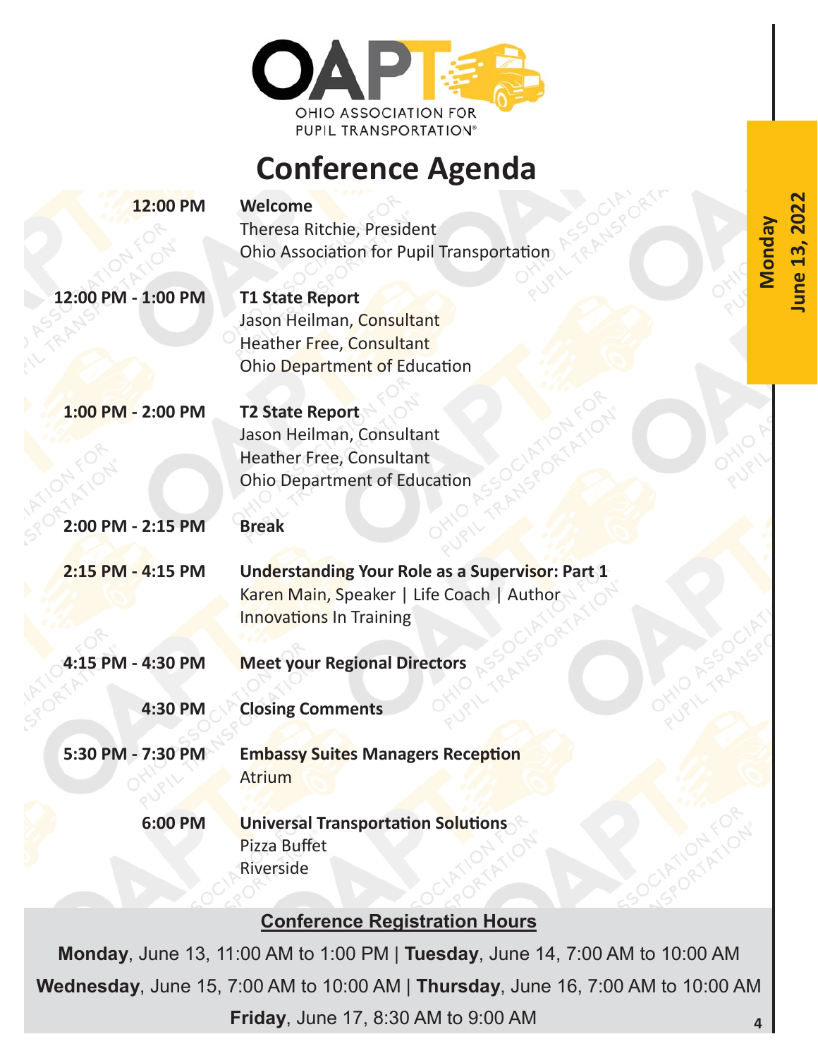OAPT

OHIO ASSOCIATION FOR PUPIL TRANSPORTATION®

# Conference Agenda

**Monday**
**June 13, 2022**

| Time | Session |
| --- | --- |
| 12:00 PM | **Welcome**<br>Theresa Ritchie, President<br>Ohio Association for Pupil Transportation |
| 12:00 PM - 1:00 PM | **T1 State Report**<br>Jason Heilman, Consultant<br>Heather Free, Consultant<br>Ohio Department of Education |
| 1:00 PM - 2:00 PM | **T2 State Report**<br>Jason Heilman, Consultant<br>Heather Free, Consultant<br>Ohio Department of Education |
| 2:00 PM - 2:15 PM | **Break** |
| 2:15 PM - 4:15 PM | **Understanding Your Role as a Supervisor: Part 1**<br>Karen Main, Speaker \| Life Coach \| Author<br>Innovations In Training |
| 4:15 PM - 4:30 PM | **Meet your Regional Directors** |
| 4:30 PM | **Closing Comments** |
| 5:30 PM - 7:30 PM | **Embassy Suites Managers Reception**<br>Atrium |
| 6:00 PM | **Universal Transportation Solutions**<br>Pizza Buffet<br>Riverside |

## Conference Registration Hours

**Monday**, June 13, 11:00 AM to 1:00 PM | **Tuesday**, June 14, 7:00 AM to 10:00 AM
**Wednesday**, June 15, 7:00 AM to 10:00 AM | **Thursday**, June 16, 7:00 AM to 10:00 AM
**Friday**, June 17, 8:30 AM to 9:00 AM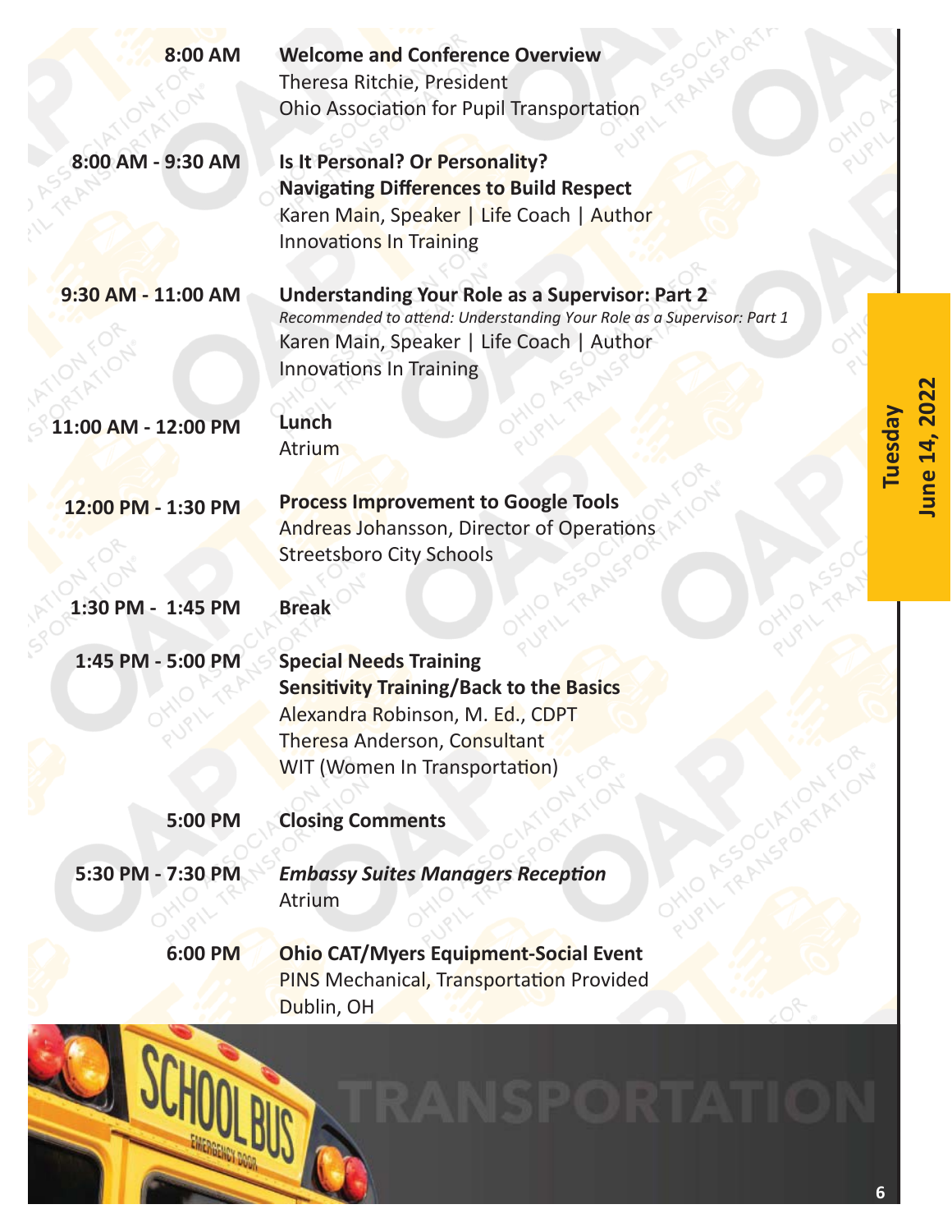## Tuesday June 14, 2022

**8:00 AM** — **Welcome and Conference Overview**
Theresa Ritchie, President
Ohio Association for Pupil Transportation

**8:00 AM - 9:30 AM** — **Is It Personal? Or Personality? Navigating Differences to Build Respect**
Karen Main, Speaker | Life Coach | Author
Innovations In Training

**9:30 AM - 11:00 AM** — **Understanding Your Role as a Supervisor: Part 2**
*Recommended to attend: Understanding Your Role as a Supervisor: Part 1*
Karen Main, Speaker | Life Coach | Author
Innovations In Training

**11:00 AM - 12:00 PM** — **Lunch**
Atrium

**12:00 PM - 1:30 PM** — **Process Improvement to Google Tools**
Andreas Johansson, Director of Operations
Streetsboro City Schools

**1:30 PM - 1:45 PM** — **Break**

**1:45 PM - 5:00 PM** — **Special Needs Training Sensitivity Training/Back to the Basics**
Alexandra Robinson, M. Ed., CDPT
Theresa Anderson, Consultant
WIT (Women In Transportation)

**5:00 PM** — **Closing Comments**

**5:30 PM - 7:30 PM** — ***Embassy Suites Managers Reception***
Atrium

**6:00 PM** — **Ohio CAT/Myers Equipment-Social Event**
PINS Mechanical, Transportation Provided
Dublin, OH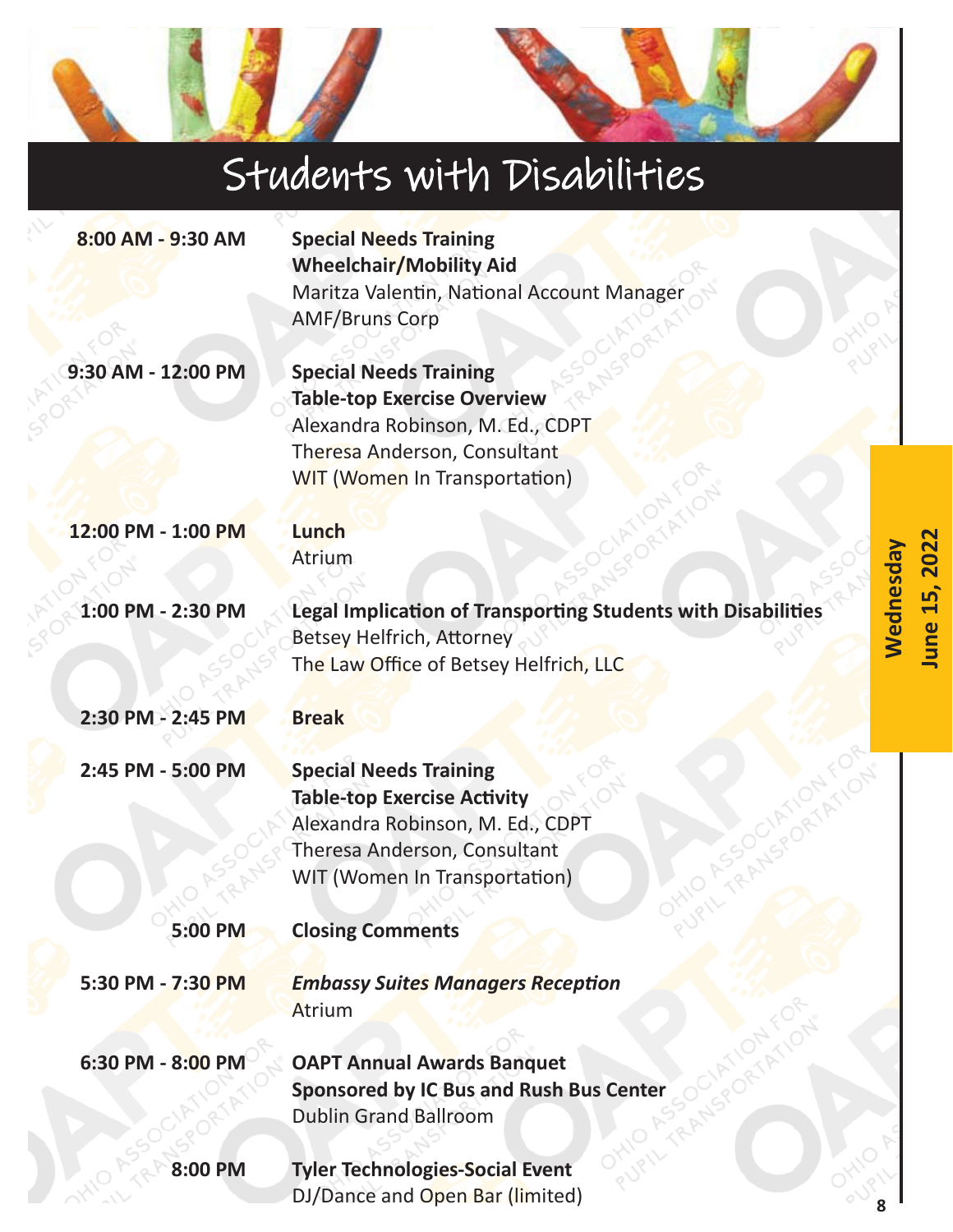# Students with Disabilities

**Wednesday June 15, 2022**

| | |
|---|---|
| 8:00 AM - 9:30 AM | **Special Needs Training**<br>**Wheelchair/Mobility Aid**<br>Maritza Valentin, National Account Manager<br>AMF/Bruns Corp |
| 9:30 AM - 12:00 PM | **Special Needs Training**<br>**Table-top Exercise Overview**<br>Alexandra Robinson, M. Ed., CDPT<br>Theresa Anderson, Consultant<br>WIT (Women In Transportation) |
| 12:00 PM - 1:00 PM | **Lunch**<br>Atrium |
| 1:00 PM - 2:30 PM | **Legal Implication of Transporting Students with Disabilities**<br>Betsey Helfrich, Attorney<br>The Law Office of Betsey Helfrich, LLC |
| 2:30 PM - 2:45 PM | **Break** |
| 2:45 PM - 5:00 PM | **Special Needs Training**<br>**Table-top Exercise Activity**<br>Alexandra Robinson, M. Ed., CDPT<br>Theresa Anderson, Consultant<br>WIT (Women In Transportation) |
| 5:00 PM | **Closing Comments** |
| 5:30 PM - 7:30 PM | ***Embassy Suites Managers Reception***<br>Atrium |
| 6:30 PM - 8:00 PM | **OAPT Annual Awards Banquet**<br>**Sponsored by IC Bus and Rush Bus Center**<br>Dublin Grand Ballroom |
| 8:00 PM | **Tyler Technologies-Social Event**<br>DJ/Dance and Open Bar (limited) |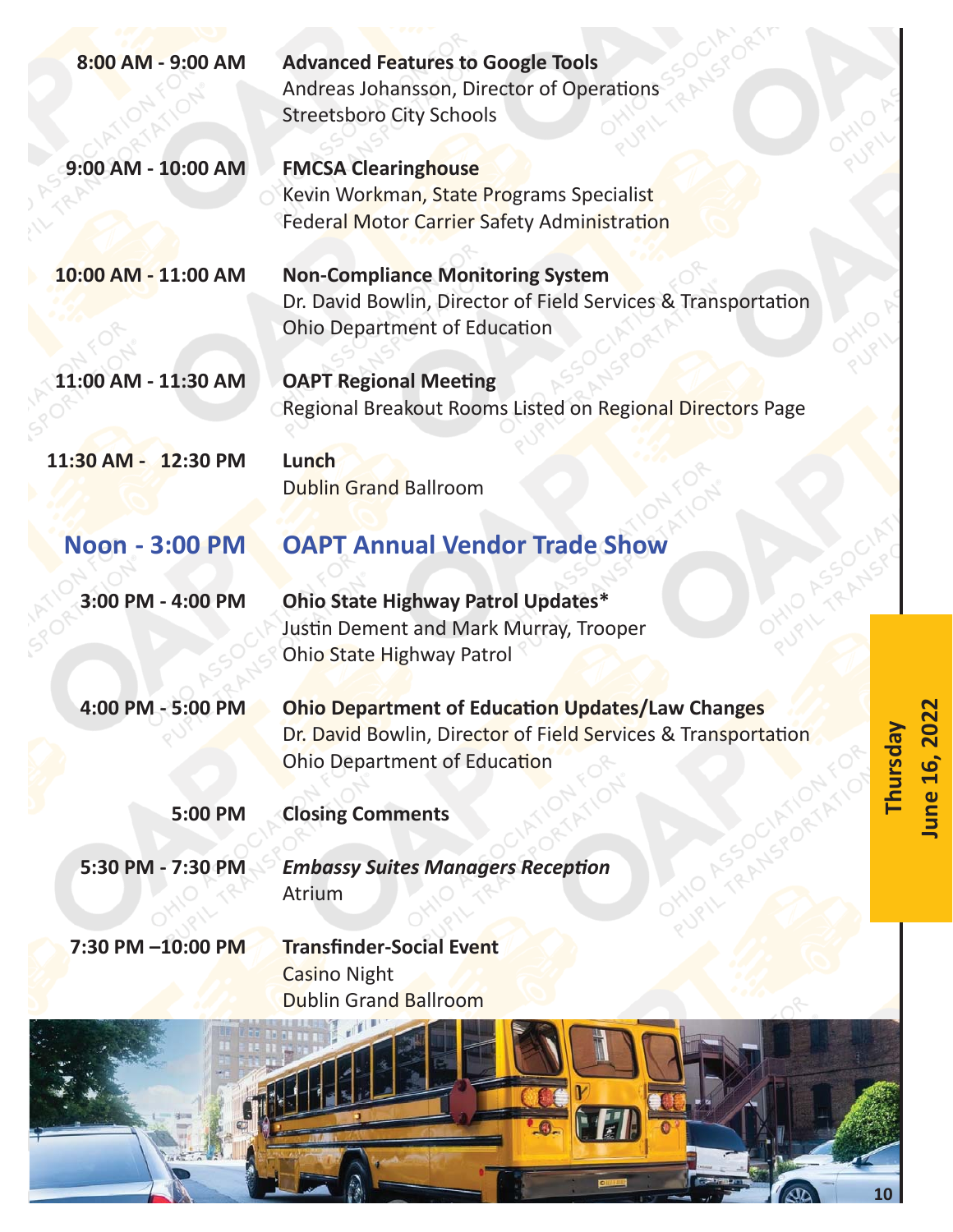## Thursday June 16, 2022

| Time | Session |
|---|---|
| 8:00 AM - 9:00 AM | **Advanced Features to Google Tools**<br>Andreas Johansson, Director of Operations<br>Streetsboro City Schools |
| 9:00 AM - 10:00 AM | **FMCSA Clearinghouse**<br>Kevin Workman, State Programs Specialist<br>Federal Motor Carrier Safety Administration |
| 10:00 AM - 11:00 AM | **Non-Compliance Monitoring System**<br>Dr. David Bowlin, Director of Field Services & Transportation<br>Ohio Department of Education |
| 11:00 AM - 11:30 AM | **OAPT Regional Meeting**<br>Regional Breakout Rooms Listed on Regional Directors Page |
| 11:30 AM - 12:30 PM | **Lunch**<br>Dublin Grand Ballroom |
| **Noon - 3:00 PM** | **OAPT Annual Vendor Trade Show** |
| 3:00 PM - 4:00 PM | **Ohio State Highway Patrol Updates***<br>Justin Dement and Mark Murray, Trooper<br>Ohio State Highway Patrol |
| 4:00 PM - 5:00 PM | **Ohio Department of Education Updates/Law Changes**<br>Dr. David Bowlin, Director of Field Services & Transportation<br>Ohio Department of Education |
| 5:00 PM | **Closing Comments** |
| 5:30 PM - 7:30 PM | ***Embassy Suites Managers Reception***<br>Atrium |
| 7:30 PM –10:00 PM | **Transfinder-Social Event**<br>Casino Night<br>Dublin Grand Ballroom |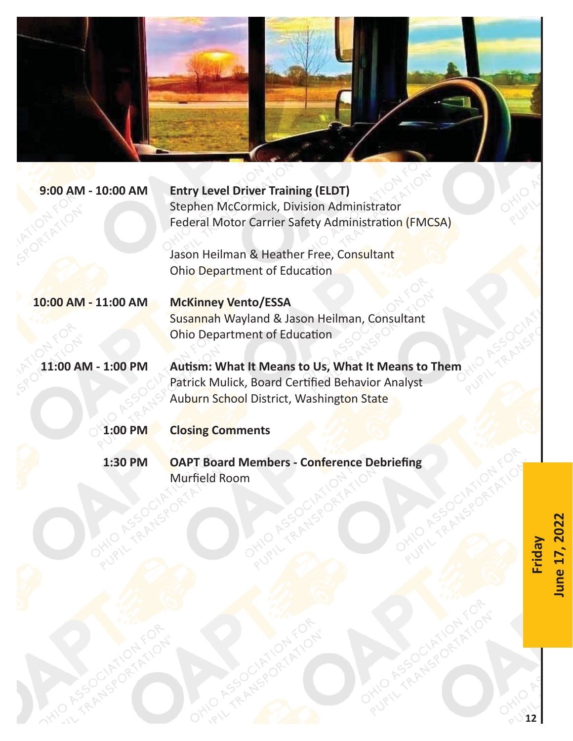**Friday June 17, 2022**

| | |
|---|---|
| 9:00 AM - 10:00 AM | **Entry Level Driver Training (ELDT)**<br>Stephen McCormick, Division Administrator<br>Federal Motor Carrier Safety Administration (FMCSA)<br><br>Jason Heilman & Heather Free, Consultant<br>Ohio Department of Education |
| 10:00 AM - 11:00 AM | **McKinney Vento/ESSA**<br>Susannah Wayland & Jason Heilman, Consultant<br>Ohio Department of Education |
| 11:00 AM - 1:00 PM | **Autism: What It Means to Us, What It Means to Them**<br>Patrick Mulick, Board Certified Behavior Analyst<br>Auburn School District, Washington State |
| 1:00 PM | **Closing Comments** |
| 1:30 PM | **OAPT Board Members - Conference Debriefing**<br>Murfield Room |